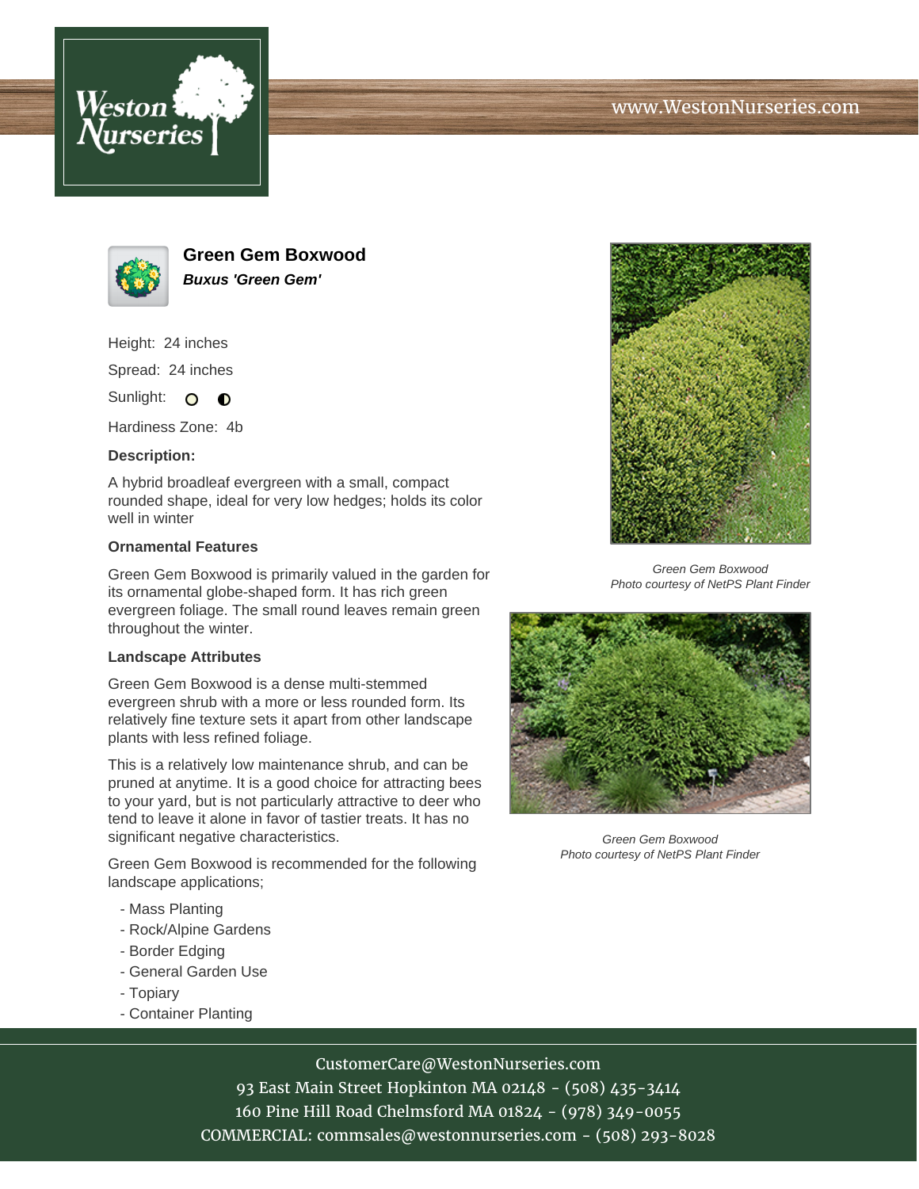# Green Gem Boxwood

***Buxus 'Green Gem'***

Height: 24 inches

Spread: 24 inches

Sunlight: ○ ◐

Hardiness Zone: 4b

**Description:**

A hybrid broadleaf evergreen with a small, compact rounded shape, ideal for very low hedges; holds its color well in winter

### Ornamental Features

Green Gem Boxwood is primarily valued in the garden for its ornamental globe-shaped form. It has rich green evergreen foliage. The small round leaves remain green throughout the winter.

### Landscape Attributes

Green Gem Boxwood is a dense multi-stemmed evergreen shrub with a more or less rounded form. Its relatively fine texture sets it apart from other landscape plants with less refined foliage.

This is a relatively low maintenance shrub, and can be pruned at anytime. It is a good choice for attracting bees to your yard, but is not particularly attractive to deer who tend to leave it alone in favor of tastier treats. It has no significant negative characteristics.

Green Gem Boxwood is recommended for the following landscape applications;

- Mass Planting
- Rock/Alpine Gardens
- Border Edging
- General Garden Use
- Topiary
- Container Planting

*Green Gem Boxwood*
*Photo courtesy of NetPS Plant Finder*

*Green Gem Boxwood*
*Photo courtesy of NetPS Plant Finder*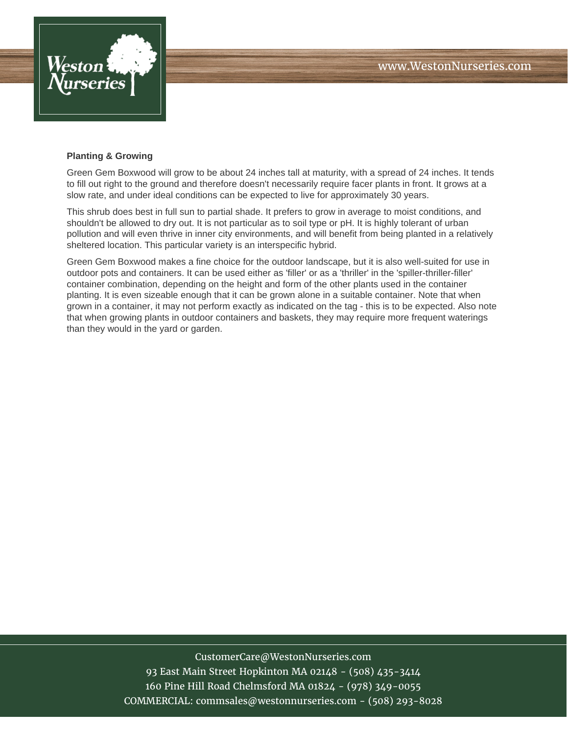### Planting & Growing

Green Gem Boxwood will grow to be about 24 inches tall at maturity, with a spread of 24 inches. It tends to fill out right to the ground and therefore doesn't necessarily require facer plants in front. It grows at a slow rate, and under ideal conditions can be expected to live for approximately 30 years.

This shrub does best in full sun to partial shade. It prefers to grow in average to moist conditions, and shouldn't be allowed to dry out. It is not particular as to soil type or pH. It is highly tolerant of urban pollution and will even thrive in inner city environments, and will benefit from being planted in a relatively sheltered location. This particular variety is an interspecific hybrid.

Green Gem Boxwood makes a fine choice for the outdoor landscape, but it is also well-suited for use in outdoor pots and containers. It can be used either as 'filler' or as a 'thriller' in the 'spiller-thriller-filler' container combination, depending on the height and form of the other plants used in the container planting. It is even sizeable enough that it can be grown alone in a suitable container. Note that when grown in a container, it may not perform exactly as indicated on the tag - this is to be expected. Also note that when growing plants in outdoor containers and baskets, they may require more frequent waterings than they would in the yard or garden.